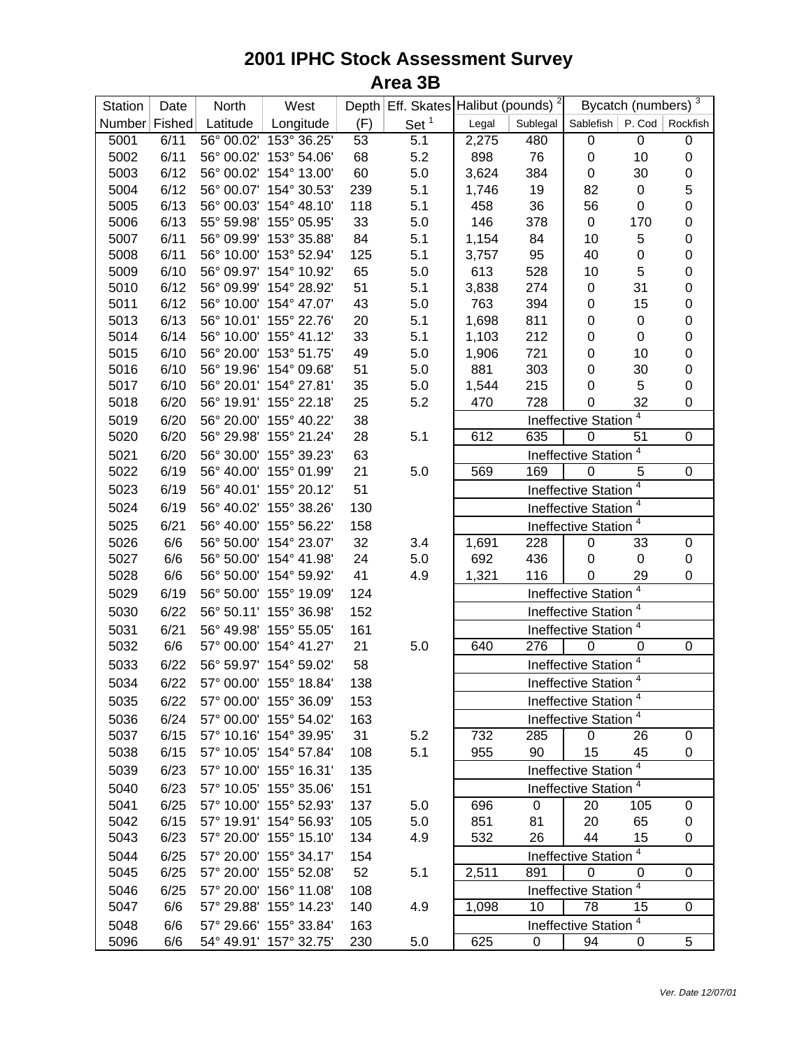# 2001 IPHC Stock Assessment Survey
## Area 3B

| Station Number | Date Fished | North Latitude | West Longitude | Depth (F) | Eff. Skates Set [1] | Halibut (pounds) [2] Legal | Sublegal | Bycatch (numbers) [3] Sablefish | P. Cod | Rockfish |
|---|---|---|---|---|---|---|---|---|---|---|
| 5001 | 6/11 | 56° 00.02' | 153° 36.25' | 53 | 5.1 | 2,275 | 480 | 0 | 0 | 0 |
| 5002 | 6/11 | 56° 00.02' | 153° 54.06' | 68 | 5.2 | 898 | 76 | 0 | 10 | 0 |
| 5003 | 6/12 | 56° 00.02' | 154° 13.00' | 60 | 5.0 | 3,624 | 384 | 0 | 30 | 0 |
| 5004 | 6/12 | 56° 00.07' | 154° 30.53' | 239 | 5.1 | 1,746 | 19 | 82 | 0 | 5 |
| 5005 | 6/13 | 56° 00.03' | 154° 48.10' | 118 | 5.1 | 458 | 36 | 56 | 0 | 0 |
| 5006 | 6/13 | 55° 59.98' | 155° 05.95' | 33 | 5.0 | 146 | 378 | 0 | 170 | 0 |
| 5007 | 6/11 | 56° 09.99' | 153° 35.88' | 84 | 5.1 | 1,154 | 84 | 10 | 5 | 0 |
| 5008 | 6/11 | 56° 10.00' | 153° 52.94' | 125 | 5.1 | 3,757 | 95 | 40 | 0 | 0 |
| 5009 | 6/10 | 56° 09.97' | 154° 10.92' | 65 | 5.0 | 613 | 528 | 10 | 5 | 0 |
| 5010 | 6/12 | 56° 09.99' | 154° 28.92' | 51 | 5.1 | 3,838 | 274 | 0 | 31 | 0 |
| 5011 | 6/12 | 56° 10.00' | 154° 47.07' | 43 | 5.0 | 763 | 394 | 0 | 15 | 0 |
| 5013 | 6/13 | 56° 10.01' | 155° 22.76' | 20 | 5.1 | 1,698 | 811 | 0 | 0 | 0 |
| 5014 | 6/14 | 56° 10.00' | 155° 41.12' | 33 | 5.1 | 1,103 | 212 | 0 | 0 | 0 |
| 5015 | 6/10 | 56° 20.00' | 153° 51.75' | 49 | 5.0 | 1,906 | 721 | 0 | 10 | 0 |
| 5016 | 6/10 | 56° 19.96' | 154° 09.68' | 51 | 5.0 | 881 | 303 | 0 | 30 | 0 |
| 5017 | 6/10 | 56° 20.01' | 154° 27.81' | 35 | 5.0 | 1,544 | 215 | 0 | 5 | 0 |
| 5018 | 6/20 | 56° 19.91' | 155° 22.18' | 25 | 5.2 | 470 | 728 | 0 | 32 | 0 |
| 5019 | 6/20 | 56° 20.00' | 155° 40.22' | 38 | | Ineffective Station [4] | | | | |
| 5020 | 6/20 | 56° 29.98' | 155° 21.24' | 28 | 5.1 | 612 | 635 | 0 | 51 | 0 |
| 5021 | 6/20 | 56° 30.00' | 155° 39.23' | 63 | | Ineffective Station [4] | | | | |
| 5022 | 6/19 | 56° 40.00' | 155° 01.99' | 21 | 5.0 | 569 | 169 | 0 | 5 | 0 |
| 5023 | 6/19 | 56° 40.01' | 155° 20.12' | 51 | | Ineffective Station [4] | | | | |
| 5024 | 6/19 | 56° 40.02' | 155° 38.26' | 130 | | Ineffective Station [4] | | | | |
| 5025 | 6/21 | 56° 40.00' | 155° 56.22' | 158 | | Ineffective Station [4] | | | | |
| 5026 | 6/6 | 56° 50.00' | 154° 23.07' | 32 | 3.4 | 1,691 | 228 | 0 | 33 | 0 |
| 5027 | 6/6 | 56° 50.00' | 154° 41.98' | 24 | 5.0 | 692 | 436 | 0 | 0 | 0 |
| 5028 | 6/6 | 56° 50.00' | 154° 59.92' | 41 | 4.9 | 1,321 | 116 | 0 | 29 | 0 |
| 5029 | 6/19 | 56° 50.00' | 155° 19.09' | 124 | | Ineffective Station [4] | | | | |
| 5030 | 6/22 | 56° 50.11' | 155° 36.98' | 152 | | Ineffective Station [4] | | | | |
| 5031 | 6/21 | 56° 49.98' | 155° 55.05' | 161 | | Ineffective Station [4] | | | | |
| 5032 | 6/6 | 57° 00.00' | 154° 41.27' | 21 | 5.0 | 640 | 276 | 0 | 0 | 0 |
| 5033 | 6/22 | 56° 59.97' | 154° 59.02' | 58 | | Ineffective Station [4] | | | | |
| 5034 | 6/22 | 57° 00.00' | 155° 18.84' | 138 | | Ineffective Station [4] | | | | |
| 5035 | 6/22 | 57° 00.00' | 155° 36.09' | 153 | | Ineffective Station [4] | | | | |
| 5036 | 6/24 | 57° 00.00' | 155° 54.02' | 163 | | Ineffective Station [4] | | | | |
| 5037 | 6/15 | 57° 10.16' | 154° 39.95' | 31 | 5.2 | 732 | 285 | 0 | 26 | 0 |
| 5038 | 6/15 | 57° 10.05' | 154° 57.84' | 108 | 5.1 | 955 | 90 | 15 | 45 | 0 |
| 5039 | 6/23 | 57° 10.00' | 155° 16.31' | 135 | | Ineffective Station [4] | | | | |
| 5040 | 6/23 | 57° 10.05' | 155° 35.06' | 151 | | Ineffective Station [4] | | | | |
| 5041 | 6/25 | 57° 10.00' | 155° 52.93' | 137 | 5.0 | 696 | 0 | 20 | 105 | 0 |
| 5042 | 6/15 | 57° 19.91' | 154° 56.93' | 105 | 5.0 | 851 | 81 | 20 | 65 | 0 |
| 5043 | 6/23 | 57° 20.00' | 155° 15.10' | 134 | 4.9 | 532 | 26 | 44 | 15 | 0 |
| 5044 | 6/25 | 57° 20.00' | 155° 34.17' | 154 | | Ineffective Station [4] | | | | |
| 5045 | 6/25 | 57° 20.00' | 155° 52.08' | 52 | 5.1 | 2,511 | 891 | 0 | 0 | 0 |
| 5046 | 6/25 | 57° 20.00' | 156° 11.08' | 108 | | Ineffective Station [4] | | | | |
| 5047 | 6/6 | 57° 29.88' | 155° 14.23' | 140 | 4.9 | 1,098 | 10 | 78 | 15 | 0 |
| 5048 | 6/6 | 57° 29.66' | 155° 33.84' | 163 | | Ineffective Station [4] | | | | |
| 5096 | 6/6 | 54° 49.91' | 157° 32.75' | 230 | 5.0 | 625 | 0 | 94 | 0 | 5 |

*Ver. Date 12/07/01*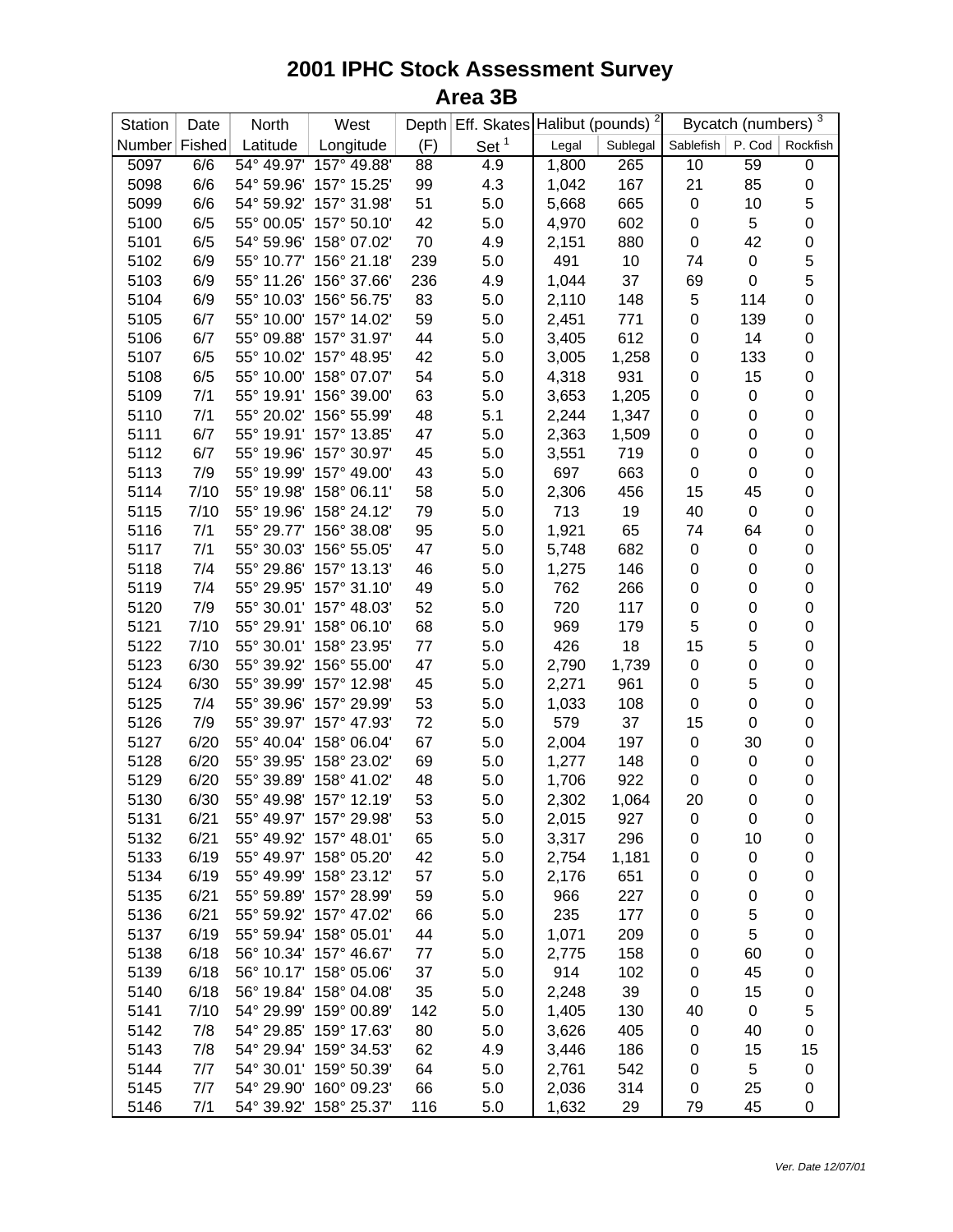# 2001 IPHC Stock Assessment Survey

## Area 3B

| Station | Date | North | West | Depth | Eff. Skates | Halibut (pounds) [2] | | Bycatch (numbers) [3] | | |
|---|---|---|---|---|---|---|---|---|---|---|
| Number | Fished | Latitude | Longitude | (F) | Set [1] | Legal | Sublegal | Sablefish | P. Cod | Rockfish |
| 5097 | 6/6 | 54° 49.97' | 157° 49.88' | 88 | 4.9 | 1,800 | 265 | 10 | 59 | 0 |
| 5098 | 6/6 | 54° 59.96' | 157° 15.25' | 99 | 4.3 | 1,042 | 167 | 21 | 85 | 0 |
| 5099 | 6/6 | 54° 59.92' | 157° 31.98' | 51 | 5.0 | 5,668 | 665 | 0 | 10 | 5 |
| 5100 | 6/5 | 55° 00.05' | 157° 50.10' | 42 | 5.0 | 4,970 | 602 | 0 | 5 | 0 |
| 5101 | 6/5 | 54° 59.96' | 158° 07.02' | 70 | 4.9 | 2,151 | 880 | 0 | 42 | 0 |
| 5102 | 6/9 | 55° 10.77' | 156° 21.18' | 239 | 5.0 | 491 | 10 | 74 | 0 | 5 |
| 5103 | 6/9 | 55° 11.26' | 156° 37.66' | 236 | 4.9 | 1,044 | 37 | 69 | 0 | 5 |
| 5104 | 6/9 | 55° 10.03' | 156° 56.75' | 83 | 5.0 | 2,110 | 148 | 5 | 114 | 0 |
| 5105 | 6/7 | 55° 10.00' | 157° 14.02' | 59 | 5.0 | 2,451 | 771 | 0 | 139 | 0 |
| 5106 | 6/7 | 55° 09.88' | 157° 31.97' | 44 | 5.0 | 3,405 | 612 | 0 | 14 | 0 |
| 5107 | 6/5 | 55° 10.02' | 157° 48.95' | 42 | 5.0 | 3,005 | 1,258 | 0 | 133 | 0 |
| 5108 | 6/5 | 55° 10.00' | 158° 07.07' | 54 | 5.0 | 4,318 | 931 | 0 | 15 | 0 |
| 5109 | 7/1 | 55° 19.91' | 156° 39.00' | 63 | 5.0 | 3,653 | 1,205 | 0 | 0 | 0 |
| 5110 | 7/1 | 55° 20.02' | 156° 55.99' | 48 | 5.1 | 2,244 | 1,347 | 0 | 0 | 0 |
| 5111 | 6/7 | 55° 19.91' | 157° 13.85' | 47 | 5.0 | 2,363 | 1,509 | 0 | 0 | 0 |
| 5112 | 6/7 | 55° 19.96' | 157° 30.97' | 45 | 5.0 | 3,551 | 719 | 0 | 0 | 0 |
| 5113 | 7/9 | 55° 19.99' | 157° 49.00' | 43 | 5.0 | 697 | 663 | 0 | 0 | 0 |
| 5114 | 7/10 | 55° 19.98' | 158° 06.11' | 58 | 5.0 | 2,306 | 456 | 15 | 45 | 0 |
| 5115 | 7/10 | 55° 19.96' | 158° 24.12' | 79 | 5.0 | 713 | 19 | 40 | 0 | 0 |
| 5116 | 7/1 | 55° 29.77' | 156° 38.08' | 95 | 5.0 | 1,921 | 65 | 74 | 64 | 0 |
| 5117 | 7/1 | 55° 30.03' | 156° 55.05' | 47 | 5.0 | 5,748 | 682 | 0 | 0 | 0 |
| 5118 | 7/4 | 55° 29.86' | 157° 13.13' | 46 | 5.0 | 1,275 | 146 | 0 | 0 | 0 |
| 5119 | 7/4 | 55° 29.95' | 157° 31.10' | 49 | 5.0 | 762 | 266 | 0 | 0 | 0 |
| 5120 | 7/9 | 55° 30.01' | 157° 48.03' | 52 | 5.0 | 720 | 117 | 0 | 0 | 0 |
| 5121 | 7/10 | 55° 29.91' | 158° 06.10' | 68 | 5.0 | 969 | 179 | 5 | 0 | 0 |
| 5122 | 7/10 | 55° 30.01' | 158° 23.95' | 77 | 5.0 | 426 | 18 | 15 | 5 | 0 |
| 5123 | 6/30 | 55° 39.92' | 156° 55.00' | 47 | 5.0 | 2,790 | 1,739 | 0 | 0 | 0 |
| 5124 | 6/30 | 55° 39.99' | 157° 12.98' | 45 | 5.0 | 2,271 | 961 | 0 | 5 | 0 |
| 5125 | 7/4 | 55° 39.96' | 157° 29.99' | 53 | 5.0 | 1,033 | 108 | 0 | 0 | 0 |
| 5126 | 7/9 | 55° 39.97' | 157° 47.93' | 72 | 5.0 | 579 | 37 | 15 | 0 | 0 |
| 5127 | 6/20 | 55° 40.04' | 158° 06.04' | 67 | 5.0 | 2,004 | 197 | 0 | 30 | 0 |
| 5128 | 6/20 | 55° 39.95' | 158° 23.02' | 69 | 5.0 | 1,277 | 148 | 0 | 0 | 0 |
| 5129 | 6/20 | 55° 39.89' | 158° 41.02' | 48 | 5.0 | 1,706 | 922 | 0 | 0 | 0 |
| 5130 | 6/30 | 55° 49.98' | 157° 12.19' | 53 | 5.0 | 2,302 | 1,064 | 20 | 0 | 0 |
| 5131 | 6/21 | 55° 49.97' | 157° 29.98' | 53 | 5.0 | 2,015 | 927 | 0 | 0 | 0 |
| 5132 | 6/21 | 55° 49.92' | 157° 48.01' | 65 | 5.0 | 3,317 | 296 | 0 | 10 | 0 |
| 5133 | 6/19 | 55° 49.97' | 158° 05.20' | 42 | 5.0 | 2,754 | 1,181 | 0 | 0 | 0 |
| 5134 | 6/19 | 55° 49.99' | 158° 23.12' | 57 | 5.0 | 2,176 | 651 | 0 | 0 | 0 |
| 5135 | 6/21 | 55° 59.89' | 157° 28.99' | 59 | 5.0 | 966 | 227 | 0 | 0 | 0 |
| 5136 | 6/21 | 55° 59.92' | 157° 47.02' | 66 | 5.0 | 235 | 177 | 0 | 5 | 0 |
| 5137 | 6/19 | 55° 59.94' | 158° 05.01' | 44 | 5.0 | 1,071 | 209 | 0 | 5 | 0 |
| 5138 | 6/18 | 56° 10.34' | 157° 46.67' | 77 | 5.0 | 2,775 | 158 | 0 | 60 | 0 |
| 5139 | 6/18 | 56° 10.17' | 158° 05.06' | 37 | 5.0 | 914 | 102 | 0 | 45 | 0 |
| 5140 | 6/18 | 56° 19.84' | 158° 04.08' | 35 | 5.0 | 2,248 | 39 | 0 | 15 | 0 |
| 5141 | 7/10 | 54° 29.99' | 159° 00.89' | 142 | 5.0 | 1,405 | 130 | 40 | 0 | 5 |
| 5142 | 7/8 | 54° 29.85' | 159° 17.63' | 80 | 5.0 | 3,626 | 405 | 0 | 40 | 0 |
| 5143 | 7/8 | 54° 29.94' | 159° 34.53' | 62 | 4.9 | 3,446 | 186 | 0 | 15 | 15 |
| 5144 | 7/7 | 54° 30.01' | 159° 50.39' | 64 | 5.0 | 2,761 | 542 | 0 | 5 | 0 |
| 5145 | 7/7 | 54° 29.90' | 160° 09.23' | 66 | 5.0 | 2,036 | 314 | 0 | 25 | 0 |
| 5146 | 7/1 | 54° 39.92' | 158° 25.37' | 116 | 5.0 | 1,632 | 29 | 79 | 45 | 0 |

*Ver. Date 12/07/01*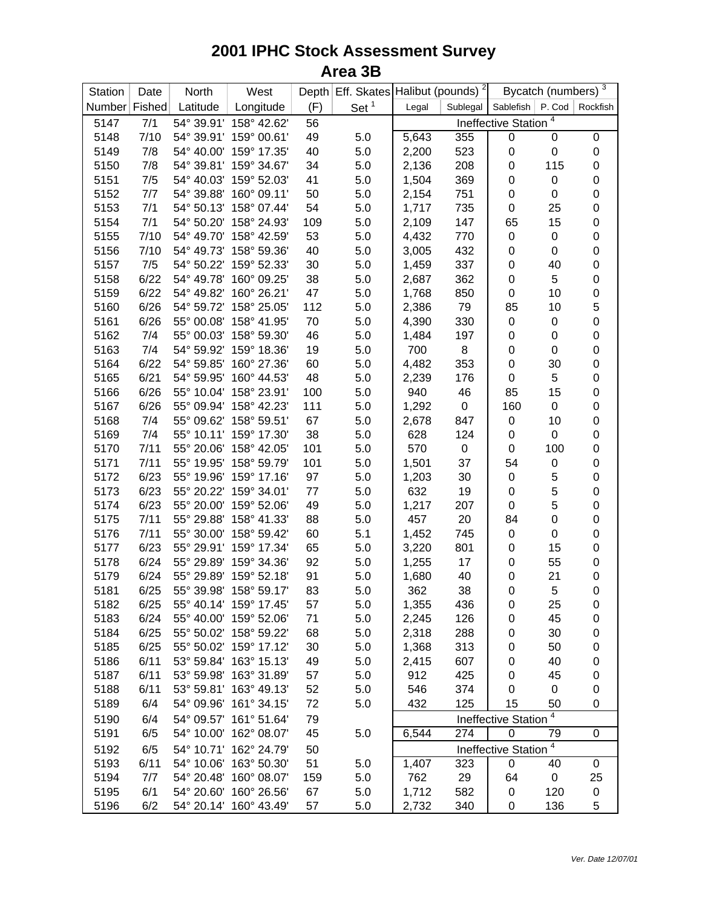# 2001 IPHC Stock Assessment Survey

## Area 3B

| Station | Date | North | West | Depth | Eff. Skates | Halibut (pounds)[2] | | Bycatch (numbers)[3] | | |
|---|---|---|---|---|---|---|---|---|---|---|
| Number | Fished | Latitude | Longitude | (F) | Set[1] | Legal | Sublegal | Sablefish | P. Cod | Rockfish |
| 5147 | 7/1 | 54° 39.91' | 158° 42.62' | 56 | | Ineffective Station[4] | | | | |
| 5148 | 7/10 | 54° 39.91' | 159° 00.61' | 49 | 5.0 | 5,643 | 355 | 0 | 0 | 0 |
| 5149 | 7/8 | 54° 40.00' | 159° 17.35' | 40 | 5.0 | 2,200 | 523 | 0 | 0 | 0 |
| 5150 | 7/8 | 54° 39.81' | 159° 34.67' | 34 | 5.0 | 2,136 | 208 | 0 | 115 | 0 |
| 5151 | 7/5 | 54° 40.03' | 159° 52.03' | 41 | 5.0 | 1,504 | 369 | 0 | 0 | 0 |
| 5152 | 7/7 | 54° 39.88' | 160° 09.11' | 50 | 5.0 | 2,154 | 751 | 0 | 0 | 0 |
| 5153 | 7/1 | 54° 50.13' | 158° 07.44' | 54 | 5.0 | 1,717 | 735 | 0 | 25 | 0 |
| 5154 | 7/1 | 54° 50.20' | 158° 24.93' | 109 | 5.0 | 2,109 | 147 | 65 | 15 | 0 |
| 5155 | 7/10 | 54° 49.70' | 158° 42.59' | 53 | 5.0 | 4,432 | 770 | 0 | 0 | 0 |
| 5156 | 7/10 | 54° 49.73' | 158° 59.36' | 40 | 5.0 | 3,005 | 432 | 0 | 0 | 0 |
| 5157 | 7/5 | 54° 50.22' | 159° 52.33' | 30 | 5.0 | 1,459 | 337 | 0 | 40 | 0 |
| 5158 | 6/22 | 54° 49.78' | 160° 09.25' | 38 | 5.0 | 2,687 | 362 | 0 | 5 | 0 |
| 5159 | 6/22 | 54° 49.82' | 160° 26.21' | 47 | 5.0 | 1,768 | 850 | 0 | 10 | 0 |
| 5160 | 6/26 | 54° 59.72' | 158° 25.05' | 112 | 5.0 | 2,386 | 79 | 85 | 10 | 5 |
| 5161 | 6/26 | 55° 00.08' | 158° 41.95' | 70 | 5.0 | 4,390 | 330 | 0 | 0 | 0 |
| 5162 | 7/4 | 55° 00.03' | 158° 59.30' | 46 | 5.0 | 1,484 | 197 | 0 | 0 | 0 |
| 5163 | 7/4 | 54° 59.92' | 159° 18.36' | 19 | 5.0 | 700 | 8 | 0 | 0 | 0 |
| 5164 | 6/22 | 54° 59.85' | 160° 27.36' | 60 | 5.0 | 4,482 | 353 | 0 | 30 | 0 |
| 5165 | 6/21 | 54° 59.95' | 160° 44.53' | 48 | 5.0 | 2,239 | 176 | 0 | 5 | 0 |
| 5166 | 6/26 | 55° 10.04' | 158° 23.91' | 100 | 5.0 | 940 | 46 | 85 | 15 | 0 |
| 5167 | 6/26 | 55° 09.94' | 158° 42.23' | 111 | 5.0 | 1,292 | 0 | 160 | 0 | 0 |
| 5168 | 7/4 | 55° 09.62' | 158° 59.51' | 67 | 5.0 | 2,678 | 847 | 0 | 10 | 0 |
| 5169 | 7/4 | 55° 10.11' | 159° 17.30' | 38 | 5.0 | 628 | 124 | 0 | 0 | 0 |
| 5170 | 7/11 | 55° 20.06' | 158° 42.05' | 101 | 5.0 | 570 | 0 | 0 | 100 | 0 |
| 5171 | 7/11 | 55° 19.95' | 158° 59.79' | 101 | 5.0 | 1,501 | 37 | 54 | 0 | 0 |
| 5172 | 6/23 | 55° 19.96' | 159° 17.16' | 97 | 5.0 | 1,203 | 30 | 0 | 5 | 0 |
| 5173 | 6/23 | 55° 20.22' | 159° 34.01' | 77 | 5.0 | 632 | 19 | 0 | 5 | 0 |
| 5174 | 6/23 | 55° 20.00' | 159° 52.06' | 49 | 5.0 | 1,217 | 207 | 0 | 5 | 0 |
| 5175 | 7/11 | 55° 29.88' | 158° 41.33' | 88 | 5.0 | 457 | 20 | 84 | 0 | 0 |
| 5176 | 7/11 | 55° 30.00' | 158° 59.42' | 60 | 5.1 | 1,452 | 745 | 0 | 0 | 0 |
| 5177 | 6/23 | 55° 29.91' | 159° 17.34' | 65 | 5.0 | 3,220 | 801 | 0 | 15 | 0 |
| 5178 | 6/24 | 55° 29.89' | 159° 34.36' | 92 | 5.0 | 1,255 | 17 | 0 | 55 | 0 |
| 5179 | 6/24 | 55° 29.89' | 159° 52.18' | 91 | 5.0 | 1,680 | 40 | 0 | 21 | 0 |
| 5181 | 6/25 | 55° 39.98' | 158° 59.17' | 83 | 5.0 | 362 | 38 | 0 | 5 | 0 |
| 5182 | 6/25 | 55° 40.14' | 159° 17.45' | 57 | 5.0 | 1,355 | 436 | 0 | 25 | 0 |
| 5183 | 6/24 | 55° 40.00' | 159° 52.06' | 71 | 5.0 | 2,245 | 126 | 0 | 45 | 0 |
| 5184 | 6/25 | 55° 50.02' | 158° 59.22' | 68 | 5.0 | 2,318 | 288 | 0 | 30 | 0 |
| 5185 | 6/25 | 55° 50.02' | 159° 17.12' | 30 | 5.0 | 1,368 | 313 | 0 | 50 | 0 |
| 5186 | 6/11 | 53° 59.84' | 163° 15.13' | 49 | 5.0 | 2,415 | 607 | 0 | 40 | 0 |
| 5187 | 6/11 | 53° 59.98' | 163° 31.89' | 57 | 5.0 | 912 | 425 | 0 | 45 | 0 |
| 5188 | 6/11 | 53° 59.81' | 163° 49.13' | 52 | 5.0 | 546 | 374 | 0 | 0 | 0 |
| 5189 | 6/4 | 54° 09.96' | 161° 34.15' | 72 | 5.0 | 432 | 125 | 15 | 50 | 0 |
| 5190 | 6/4 | 54° 09.57' | 161° 51.64' | 79 | | Ineffective Station[4] | | | | |
| 5191 | 6/5 | 54° 10.00' | 162° 08.07' | 45 | 5.0 | 6,544 | 274 | 0 | 79 | 0 |
| 5192 | 6/5 | 54° 10.71' | 162° 24.79' | 50 | | Ineffective Station[4] | | | | |
| 5193 | 6/11 | 54° 10.06' | 163° 50.30' | 51 | 5.0 | 1,407 | 323 | 0 | 40 | 0 |
| 5194 | 7/7 | 54° 20.48' | 160° 08.07' | 159 | 5.0 | 762 | 29 | 64 | 0 | 25 |
| 5195 | 6/1 | 54° 20.60' | 160° 26.56' | 67 | 5.0 | 1,712 | 582 | 0 | 120 | 0 |
| 5196 | 6/2 | 54° 20.14' | 160° 43.49' | 57 | 5.0 | 2,732 | 340 | 0 | 136 | 5 |

*Ver. Date 12/07/01*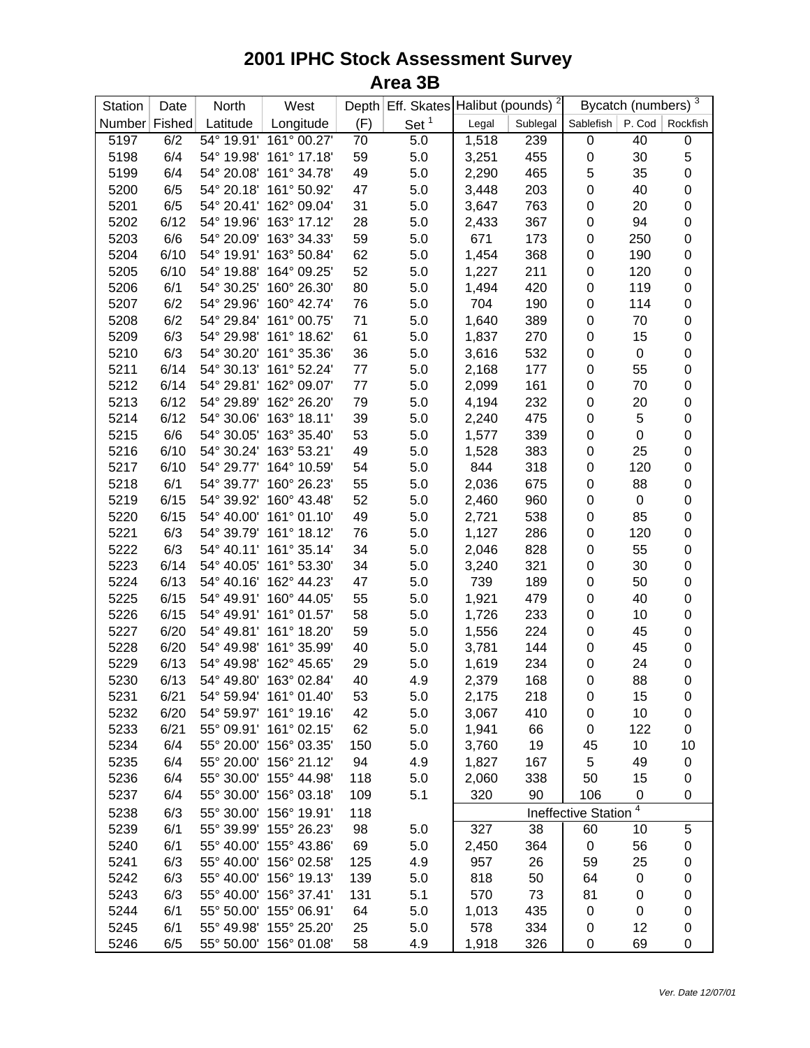# 2001 IPHC Stock Assessment Survey

## Area 3B

| Station Number | Date Fished | North Latitude | West Longitude | Depth (F) | Eff. Skates Set [1] | Halibut (pounds) [2] Legal | Sublegal | Bycatch (numbers) [3] Sablefish | P. Cod | Rockfish |
|---|---|---|---|---|---|---|---|---|---|---|
| 5197 | 6/2 | 54° 19.91' | 161° 00.27' | 70 | 5.0 | 1,518 | 239 | 0 | 40 | 0 |
| 5198 | 6/4 | 54° 19.98' | 161° 17.18' | 59 | 5.0 | 3,251 | 455 | 0 | 30 | 5 |
| 5199 | 6/4 | 54° 20.08' | 161° 34.78' | 49 | 5.0 | 2,290 | 465 | 5 | 35 | 0 |
| 5200 | 6/5 | 54° 20.18' | 161° 50.92' | 47 | 5.0 | 3,448 | 203 | 0 | 40 | 0 |
| 5201 | 6/5 | 54° 20.41' | 162° 09.04' | 31 | 5.0 | 3,647 | 763 | 0 | 20 | 0 |
| 5202 | 6/12 | 54° 19.96' | 163° 17.12' | 28 | 5.0 | 2,433 | 367 | 0 | 94 | 0 |
| 5203 | 6/6 | 54° 20.09' | 163° 34.33' | 59 | 5.0 | 671 | 173 | 0 | 250 | 0 |
| 5204 | 6/10 | 54° 19.91' | 163° 50.84' | 62 | 5.0 | 1,454 | 368 | 0 | 190 | 0 |
| 5205 | 6/10 | 54° 19.88' | 164° 09.25' | 52 | 5.0 | 1,227 | 211 | 0 | 120 | 0 |
| 5206 | 6/1 | 54° 30.25' | 160° 26.30' | 80 | 5.0 | 1,494 | 420 | 0 | 119 | 0 |
| 5207 | 6/2 | 54° 29.96' | 160° 42.74' | 76 | 5.0 | 704 | 190 | 0 | 114 | 0 |
| 5208 | 6/2 | 54° 29.84' | 161° 00.75' | 71 | 5.0 | 1,640 | 389 | 0 | 70 | 0 |
| 5209 | 6/3 | 54° 29.98' | 161° 18.62' | 61 | 5.0 | 1,837 | 270 | 0 | 15 | 0 |
| 5210 | 6/3 | 54° 30.20' | 161° 35.36' | 36 | 5.0 | 3,616 | 532 | 0 | 0 | 0 |
| 5211 | 6/14 | 54° 30.13' | 161° 52.24' | 77 | 5.0 | 2,168 | 177 | 0 | 55 | 0 |
| 5212 | 6/14 | 54° 29.81' | 162° 09.07' | 77 | 5.0 | 2,099 | 161 | 0 | 70 | 0 |
| 5213 | 6/12 | 54° 29.89' | 162° 26.20' | 79 | 5.0 | 4,194 | 232 | 0 | 20 | 0 |
| 5214 | 6/12 | 54° 30.06' | 163° 18.11' | 39 | 5.0 | 2,240 | 475 | 0 | 5 | 0 |
| 5215 | 6/6 | 54° 30.05' | 163° 35.40' | 53 | 5.0 | 1,577 | 339 | 0 | 0 | 0 |
| 5216 | 6/10 | 54° 30.24' | 163° 53.21' | 49 | 5.0 | 1,528 | 383 | 0 | 25 | 0 |
| 5217 | 6/10 | 54° 29.77' | 164° 10.59' | 54 | 5.0 | 844 | 318 | 0 | 120 | 0 |
| 5218 | 6/1 | 54° 39.77' | 160° 26.23' | 55 | 5.0 | 2,036 | 675 | 0 | 88 | 0 |
| 5219 | 6/15 | 54° 39.92' | 160° 43.48' | 52 | 5.0 | 2,460 | 960 | 0 | 0 | 0 |
| 5220 | 6/15 | 54° 40.00' | 161° 01.10' | 49 | 5.0 | 2,721 | 538 | 0 | 85 | 0 |
| 5221 | 6/3 | 54° 39.79' | 161° 18.12' | 76 | 5.0 | 1,127 | 286 | 0 | 120 | 0 |
| 5222 | 6/3 | 54° 40.11' | 161° 35.14' | 34 | 5.0 | 2,046 | 828 | 0 | 55 | 0 |
| 5223 | 6/14 | 54° 40.05' | 161° 53.30' | 34 | 5.0 | 3,240 | 321 | 0 | 30 | 0 |
| 5224 | 6/13 | 54° 40.16' | 162° 44.23' | 47 | 5.0 | 739 | 189 | 0 | 50 | 0 |
| 5225 | 6/15 | 54° 49.91' | 160° 44.05' | 55 | 5.0 | 1,921 | 479 | 0 | 40 | 0 |
| 5226 | 6/15 | 54° 49.91' | 161° 01.57' | 58 | 5.0 | 1,726 | 233 | 0 | 10 | 0 |
| 5227 | 6/20 | 54° 49.81' | 161° 18.20' | 59 | 5.0 | 1,556 | 224 | 0 | 45 | 0 |
| 5228 | 6/20 | 54° 49.98' | 161° 35.99' | 40 | 5.0 | 3,781 | 144 | 0 | 45 | 0 |
| 5229 | 6/13 | 54° 49.98' | 162° 45.65' | 29 | 5.0 | 1,619 | 234 | 0 | 24 | 0 |
| 5230 | 6/13 | 54° 49.80' | 163° 02.84' | 40 | 4.9 | 2,379 | 168 | 0 | 88 | 0 |
| 5231 | 6/21 | 54° 59.94' | 161° 01.40' | 53 | 5.0 | 2,175 | 218 | 0 | 15 | 0 |
| 5232 | 6/20 | 54° 59.97' | 161° 19.16' | 42 | 5.0 | 3,067 | 410 | 0 | 10 | 0 |
| 5233 | 6/21 | 55° 09.91' | 161° 02.15' | 62 | 5.0 | 1,941 | 66 | 0 | 122 | 0 |
| 5234 | 6/4 | 55° 20.00' | 156° 03.35' | 150 | 5.0 | 3,760 | 19 | 45 | 10 | 10 |
| 5235 | 6/4 | 55° 20.00' | 156° 21.12' | 94 | 4.9 | 1,827 | 167 | 5 | 49 | 0 |
| 5236 | 6/4 | 55° 30.00' | 155° 44.98' | 118 | 5.0 | 2,060 | 338 | 50 | 15 | 0 |
| 5237 | 6/4 | 55° 30.00' | 156° 03.18' | 109 | 5.1 | 320 | 90 | 106 | 0 | 0 |
| 5238 | 6/3 | 55° 30.00' | 156° 19.91' | 118 | | Ineffective Station [4] | | | | |
| 5239 | 6/1 | 55° 39.99' | 155° 26.23' | 98 | 5.0 | 327 | 38 | 60 | 10 | 5 |
| 5240 | 6/1 | 55° 40.00' | 155° 43.86' | 69 | 5.0 | 2,450 | 364 | 0 | 56 | 0 |
| 5241 | 6/3 | 55° 40.00' | 156° 02.58' | 125 | 4.9 | 957 | 26 | 59 | 25 | 0 |
| 5242 | 6/3 | 55° 40.00' | 156° 19.13' | 139 | 5.0 | 818 | 50 | 64 | 0 | 0 |
| 5243 | 6/3 | 55° 40.00' | 156° 37.41' | 131 | 5.1 | 570 | 73 | 81 | 0 | 0 |
| 5244 | 6/1 | 55° 50.00' | 155° 06.91' | 64 | 5.0 | 1,013 | 435 | 0 | 0 | 0 |
| 5245 | 6/1 | 55° 49.98' | 155° 25.20' | 25 | 5.0 | 578 | 334 | 0 | 12 | 0 |
| 5246 | 6/5 | 55° 50.00' | 156° 01.08' | 58 | 4.9 | 1,918 | 326 | 0 | 69 | 0 |

*Ver. Date 12/07/01*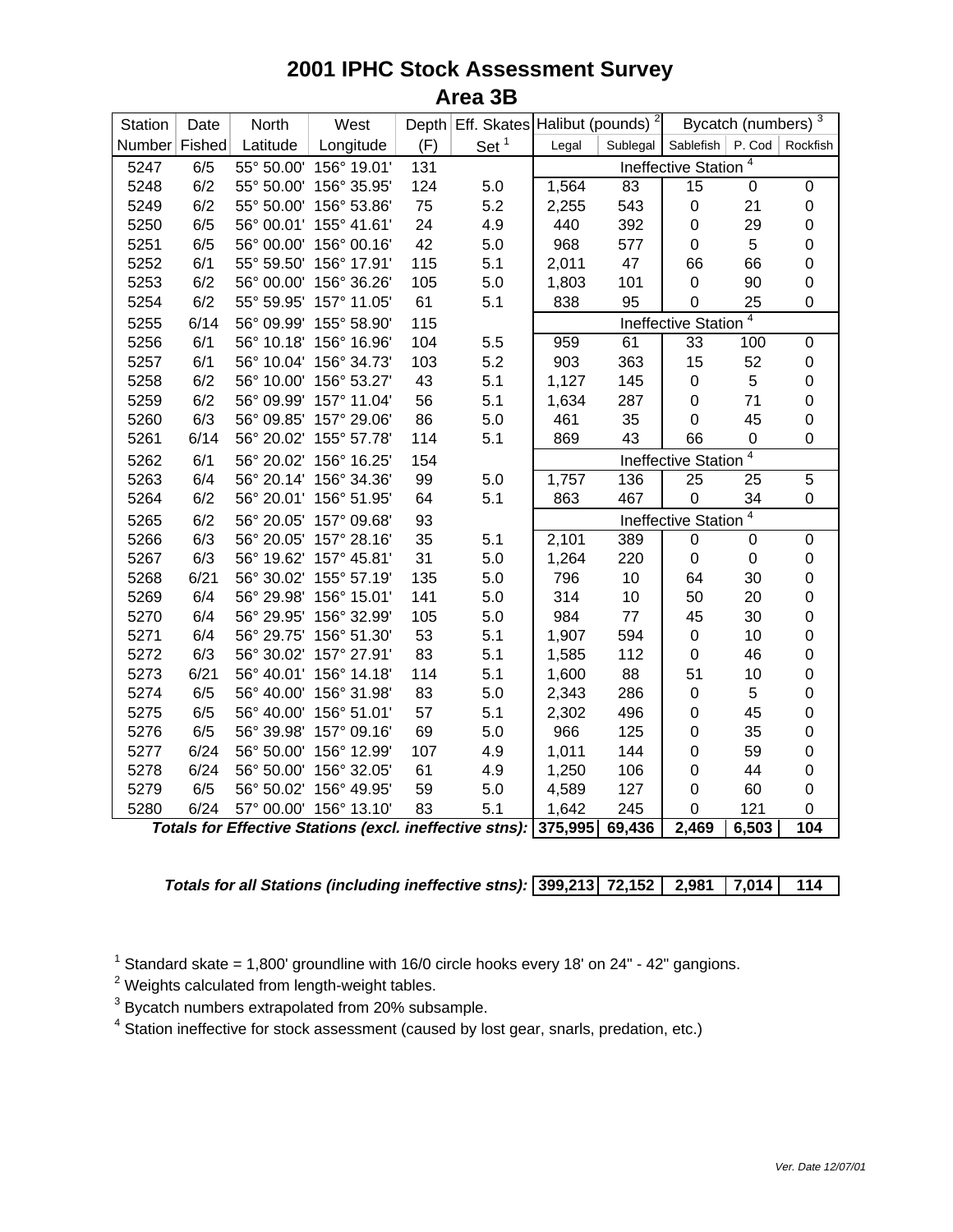# 2001 IPHC Stock Assessment Survey
## Area 3B

| Station Number | Date Fished | North Latitude | West Longitude | Depth (F) | Eff. Skates Set [1] | Halibut (pounds) [2] Legal | Sublegal | Bycatch (numbers) [3] Sablefish | P. Cod | Rockfish |
|---|---|---|---|---|---|---|---|---|---|---|
| 5247 | 6/5 | 55° 50.00' | 156° 19.01' | 131 | | Ineffective Station [4] | | | | |
| 5248 | 6/2 | 55° 50.00' | 156° 35.95' | 124 | 5.0 | 1,564 | 83 | 15 | 0 | 0 |
| 5249 | 6/2 | 55° 50.00' | 156° 53.86' | 75 | 5.2 | 2,255 | 543 | 0 | 21 | 0 |
| 5250 | 6/5 | 56° 00.01' | 155° 41.61' | 24 | 4.9 | 440 | 392 | 0 | 29 | 0 |
| 5251 | 6/5 | 56° 00.00' | 156° 00.16' | 42 | 5.0 | 968 | 577 | 0 | 5 | 0 |
| 5252 | 6/1 | 55° 59.50' | 156° 17.91' | 115 | 5.1 | 2,011 | 47 | 66 | 66 | 0 |
| 5253 | 6/2 | 56° 00.00' | 156° 36.26' | 105 | 5.0 | 1,803 | 101 | 0 | 90 | 0 |
| 5254 | 6/2 | 55° 59.95' | 157° 11.05' | 61 | 5.1 | 838 | 95 | 0 | 25 | 0 |
| 5255 | 6/14 | 56° 09.99' | 155° 58.90' | 115 | | Ineffective Station [4] | | | | |
| 5256 | 6/1 | 56° 10.18' | 156° 16.96' | 104 | 5.5 | 959 | 61 | 33 | 100 | 0 |
| 5257 | 6/1 | 56° 10.04' | 156° 34.73' | 103 | 5.2 | 903 | 363 | 15 | 52 | 0 |
| 5258 | 6/2 | 56° 10.00' | 156° 53.27' | 43 | 5.1 | 1,127 | 145 | 0 | 5 | 0 |
| 5259 | 6/2 | 56° 09.99' | 157° 11.04' | 56 | 5.1 | 1,634 | 287 | 0 | 71 | 0 |
| 5260 | 6/3 | 56° 09.85' | 157° 29.06' | 86 | 5.0 | 461 | 35 | 0 | 45 | 0 |
| 5261 | 6/14 | 56° 20.02' | 155° 57.78' | 114 | 5.1 | 869 | 43 | 66 | 0 | 0 |
| 5262 | 6/1 | 56° 20.02' | 156° 16.25' | 154 | | Ineffective Station [4] | | | | |
| 5263 | 6/4 | 56° 20.14' | 156° 34.36' | 99 | 5.0 | 1,757 | 136 | 25 | 25 | 5 |
| 5264 | 6/2 | 56° 20.01' | 156° 51.95' | 64 | 5.1 | 863 | 467 | 0 | 34 | 0 |
| 5265 | 6/2 | 56° 20.05' | 157° 09.68' | 93 | | Ineffective Station [4] | | | | |
| 5266 | 6/3 | 56° 20.05' | 157° 28.16' | 35 | 5.1 | 2,101 | 389 | 0 | 0 | 0 |
| 5267 | 6/3 | 56° 19.62' | 157° 45.81' | 31 | 5.0 | 1,264 | 220 | 0 | 0 | 0 |
| 5268 | 6/21 | 56° 30.02' | 155° 57.19' | 135 | 5.0 | 796 | 10 | 64 | 30 | 0 |
| 5269 | 6/4 | 56° 29.98' | 156° 15.01' | 141 | 5.0 | 314 | 10 | 50 | 20 | 0 |
| 5270 | 6/4 | 56° 29.95' | 156° 32.99' | 105 | 5.0 | 984 | 77 | 45 | 30 | 0 |
| 5271 | 6/4 | 56° 29.75' | 156° 51.30' | 53 | 5.1 | 1,907 | 594 | 0 | 10 | 0 |
| 5272 | 6/3 | 56° 30.02' | 157° 27.91' | 83 | 5.1 | 1,585 | 112 | 0 | 46 | 0 |
| 5273 | 6/21 | 56° 40.01' | 156° 14.18' | 114 | 5.1 | 1,600 | 88 | 51 | 10 | 0 |
| 5274 | 6/5 | 56° 40.00' | 156° 31.98' | 83 | 5.0 | 2,343 | 286 | 0 | 5 | 0 |
| 5275 | 6/5 | 56° 40.00' | 156° 51.01' | 57 | 5.1 | 2,302 | 496 | 0 | 45 | 0 |
| 5276 | 6/5 | 56° 39.98' | 157° 09.16' | 69 | 5.0 | 966 | 125 | 0 | 35 | 0 |
| 5277 | 6/24 | 56° 50.00' | 156° 12.99' | 107 | 4.9 | 1,011 | 144 | 0 | 59 | 0 |
| 5278 | 6/24 | 56° 50.00' | 156° 32.05' | 61 | 4.9 | 1,250 | 106 | 0 | 44 | 0 |
| 5279 | 6/5 | 56° 50.02' | 156° 49.95' | 59 | 5.0 | 4,589 | 127 | 0 | 60 | 0 |
| 5280 | 6/24 | 57° 00.00' | 156° 13.10' | 83 | 5.1 | 1,642 | 245 | 0 | 121 | 0 |
| ***Totals for Effective Stations (excl. ineffective stns):*** | | | | | | **375,995** | **69,436** | **2,469** | **6,503** | **104** |

| ***Totals for all Stations (including ineffective stns):*** | **399,213** | **72,152** | **2,981** | **7,014** | **114** |
|---|---|---|---|---|---|

[1] Standard skate = 1,800' groundline with 16/0 circle hooks every 18' on 24" - 42" gangions.

[2] Weights calculated from length-weight tables.

[3] Bycatch numbers extrapolated from 20% subsample.

[4] Station ineffective for stock assessment (caused by lost gear, snarls, predation, etc.)

*Ver. Date 12/07/01*